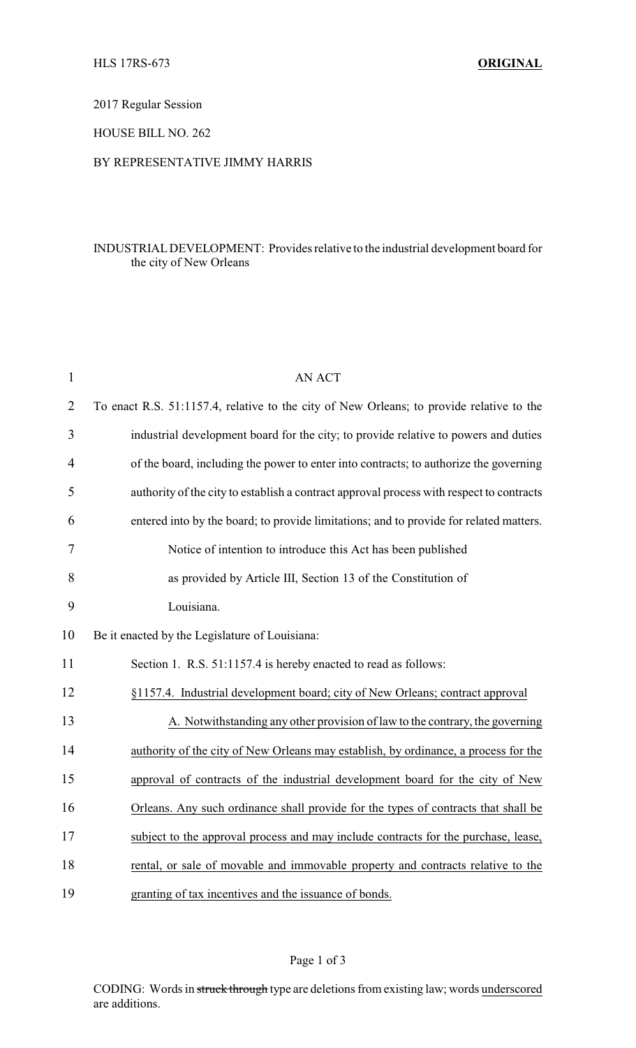HLS 17RS-673 **ORIGINAL**

2017 Regular Session

HOUSE BILL NO. 262

BY REPRESENTATIVE JIMMY HARRIS

INDUSTRIAL DEVELOPMENT: Provides relative to the industrial development board for the city of New Orleans

AN ACT

To enact R.S. 51:1157.4, relative to the city of New Orleans; to provide relative to the industrial development board for the city; to provide relative to powers and duties of the board, including the power to enter into contracts; to authorize the governing authority of the city to establish a contract approval process with respect to contracts entered into by the board; to provide limitations; and to provide for related matters.

Notice of intention to introduce this Act has been published as provided by Article III, Section 13 of the Constitution of Louisiana.

Be it enacted by the Legislature of Louisiana:

Section 1. R.S. 51:1157.4 is hereby enacted to read as follows:

<u>§1157.4. Industrial development board; city of New Orleans; contract approval</u>

<u>A. Notwithstanding any other provision of law to the contrary, the governing authority of the city of New Orleans may establish, by ordinance, a process for the approval of contracts of the industrial development board for the city of New Orleans. Any such ordinance shall provide for the types of contracts that shall be subject to the approval process and may include contracts for the purchase, lease, rental, or sale of movable and immovable property and contracts relative to the granting of tax incentives and the issuance of bonds.</u>

CODING: Words in ~~struck through~~ type are deletions from existing law; words <u>underscored</u> are additions.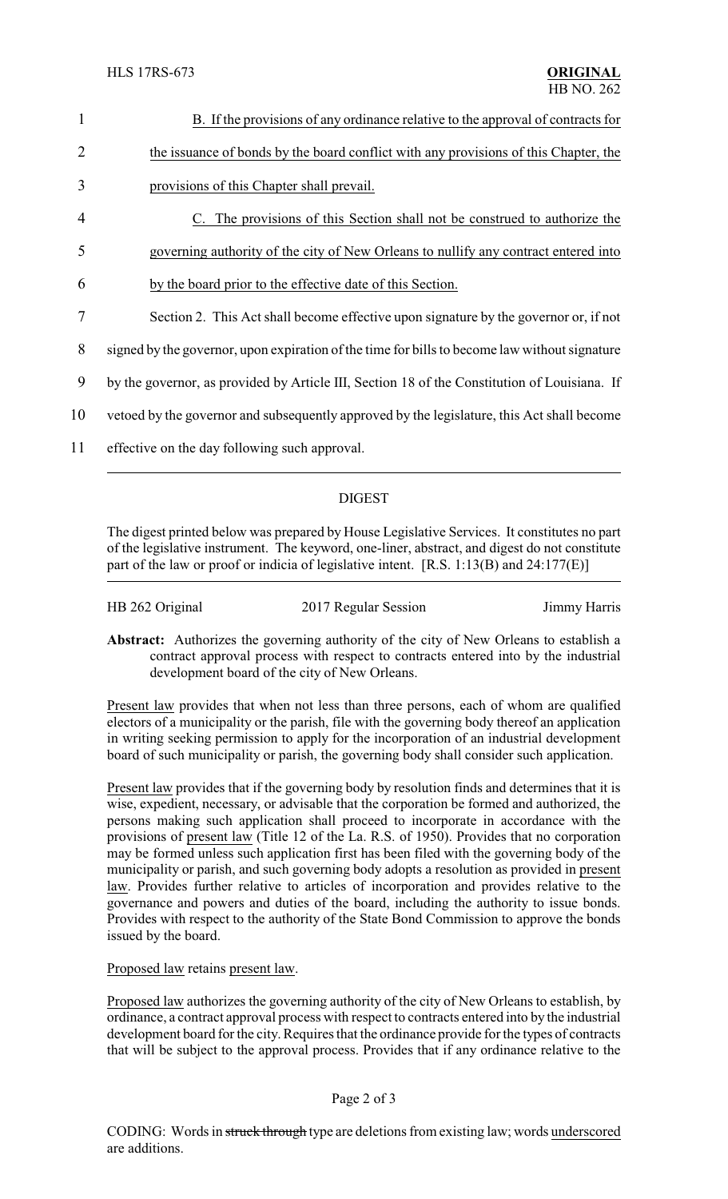B. If the provisions of any ordinance relative to the approval of contracts for the issuance of bonds by the board conflict with any provisions of this Chapter, the provisions of this Chapter shall prevail.

C. The provisions of this Section shall not be construed to authorize the governing authority of the city of New Orleans to nullify any contract entered into by the board prior to the effective date of this Section.

Section 2. This Act shall become effective upon signature by the governor or, if not signed by the governor, upon expiration of the time for bills to become law without signature by the governor, as provided by Article III, Section 18 of the Constitution of Louisiana. If vetoed by the governor and subsequently approved by the legislature, this Act shall become effective on the day following such approval.

---

## DIGEST

The digest printed below was prepared by House Legislative Services. It constitutes no part of the legislative instrument. The keyword, one-liner, abstract, and digest do not constitute part of the law or proof or indicia of legislative intent. [R.S. 1:13(B) and 24:177(E)]

HB 262 Original — 2017 Regular Session — Jimmy Harris

**Abstract:** Authorizes the governing authority of the city of New Orleans to establish a contract approval process with respect to contracts entered into by the industrial development board of the city of New Orleans.

Present law provides that when not less than three persons, each of whom are qualified electors of a municipality or the parish, file with the governing body thereof an application in writing seeking permission to apply for the incorporation of an industrial development board of such municipality or parish, the governing body shall consider such application.

Present law provides that if the governing body by resolution finds and determines that it is wise, expedient, necessary, or advisable that the corporation be formed and authorized, the persons making such application shall proceed to incorporate in accordance with the provisions of present law (Title 12 of the La. R.S. of 1950). Provides that no corporation may be formed unless such application first has been filed with the governing body of the municipality or parish, and such governing body adopts a resolution as provided in present law. Provides further relative to articles of incorporation and provides relative to the governance and powers and duties of the board, including the authority to issue bonds. Provides with respect to the authority of the State Bond Commission to approve the bonds issued by the board.

Proposed law retains present law.

Proposed law authorizes the governing authority of the city of New Orleans to establish, by ordinance, a contract approval process with respect to contracts entered into by the industrial development board for the city. Requires that the ordinance provide for the types of contracts that will be subject to the approval process. Provides that if any ordinance relative to the

CODING: Words in ~~struck through~~ type are deletions from existing law; words underscored are additions.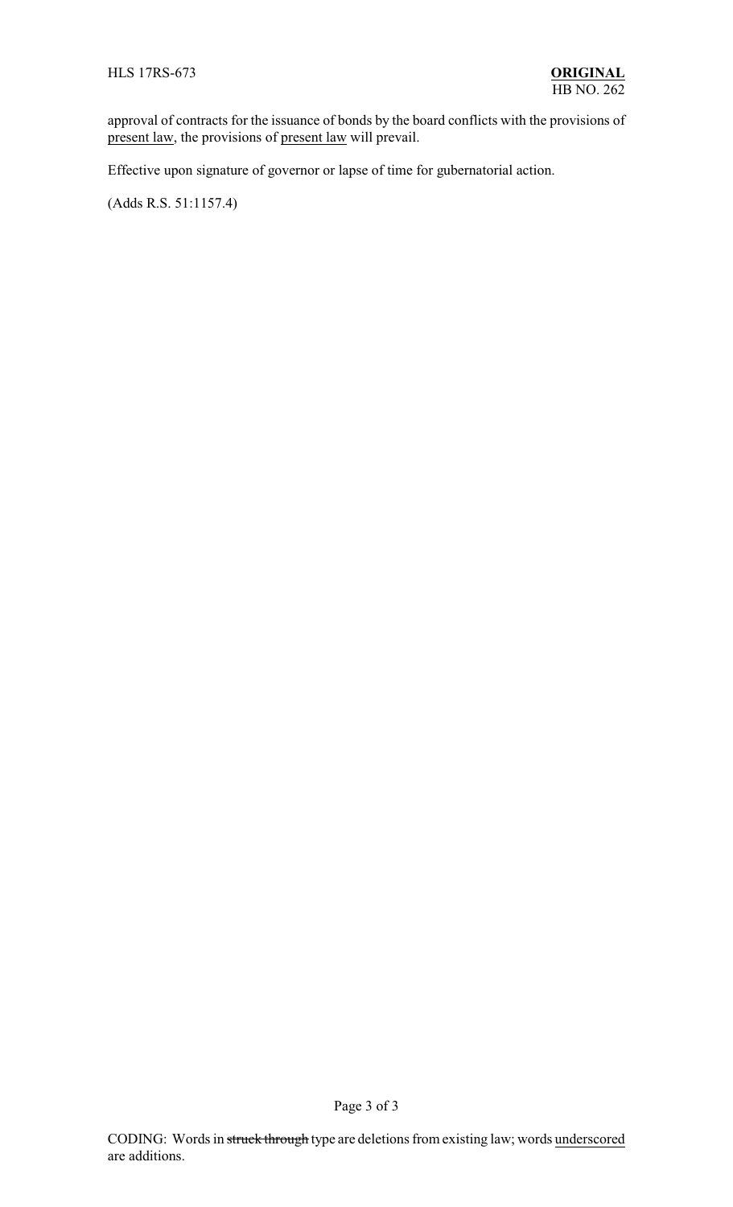approval of contracts for the issuance of bonds by the board conflicts with the provisions of present law, the provisions of present law will prevail.

Effective upon signature of governor or lapse of time for gubernatorial action.

(Adds R.S. 51:1157.4)

CODING: Words in ~~struck through~~ type are deletions from existing law; words underscored are additions.